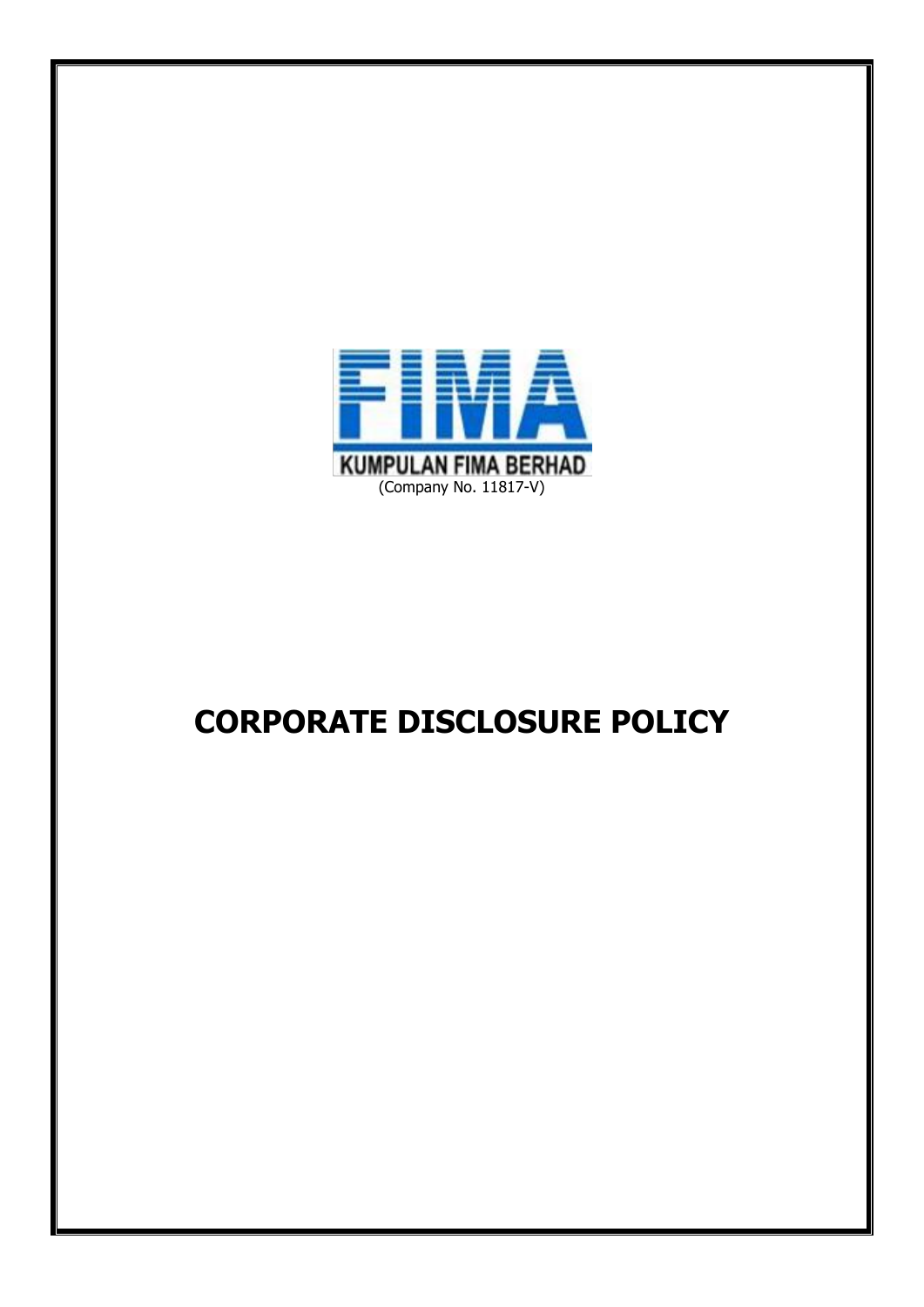KUMPULAN FIMA BERHAD

(Company No. 11817-V)

# CORPORATE DISCLOSURE POLICY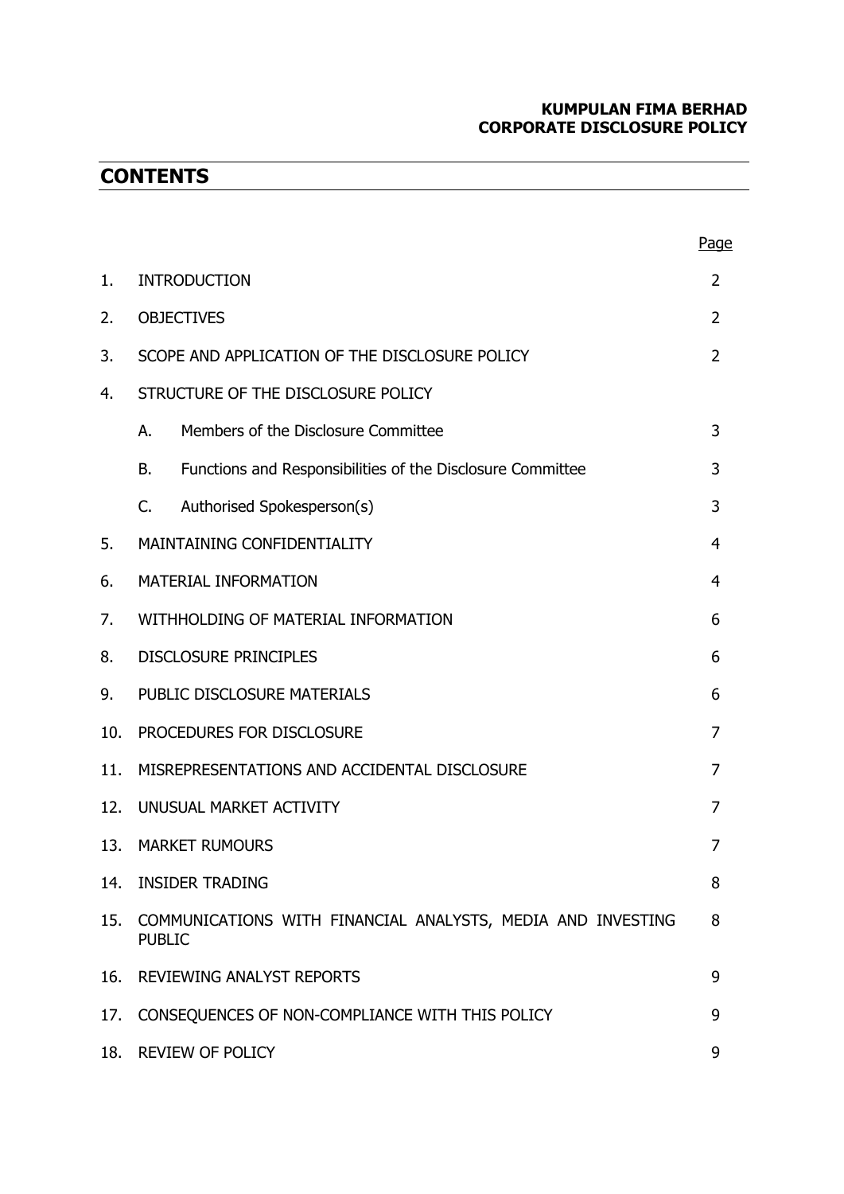KUMPULAN FIMA BERHAD
CORPORATE DISCLOSURE POLICY

# CONTENTS

| | | Page |
|---|---|---|
| 1. | INTRODUCTION | 2 |
| 2. | OBJECTIVES | 2 |
| 3. | SCOPE AND APPLICATION OF THE DISCLOSURE POLICY | 2 |
| 4. | STRUCTURE OF THE DISCLOSURE POLICY | |
| | A. Members of the Disclosure Committee | 3 |
| | B. Functions and Responsibilities of the Disclosure Committee | 3 |
| | C. Authorised Spokesperson(s) | 3 |
| 5. | MAINTAINING CONFIDENTIALITY | 4 |
| 6. | MATERIAL INFORMATION | 4 |
| 7. | WITHHOLDING OF MATERIAL INFORMATION | 6 |
| 8. | DISCLOSURE PRINCIPLES | 6 |
| 9. | PUBLIC DISCLOSURE MATERIALS | 6 |
| 10. | PROCEDURES FOR DISCLOSURE | 7 |
| 11. | MISREPRESENTATIONS AND ACCIDENTAL DISCLOSURE | 7 |
| 12. | UNUSUAL MARKET ACTIVITY | 7 |
| 13. | MARKET RUMOURS | 7 |
| 14. | INSIDER TRADING | 8 |
| 15. | COMMUNICATIONS WITH FINANCIAL ANALYSTS, MEDIA AND INVESTING PUBLIC | 8 |
| 16. | REVIEWING ANALYST REPORTS | 9 |
| 17. | CONSEQUENCES OF NON-COMPLIANCE WITH THIS POLICY | 9 |
| 18. | REVIEW OF POLICY | 9 |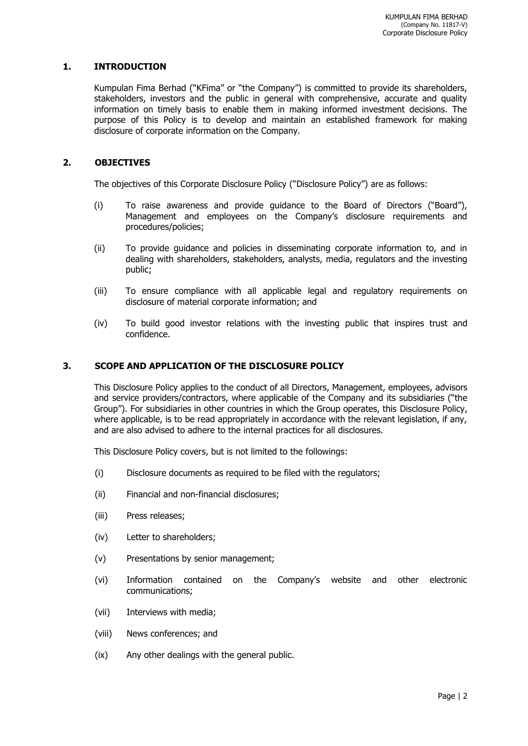## 1. INTRODUCTION

Kumpulan Fima Berhad ("KFima" or "the Company") is committed to provide its shareholders, stakeholders, investors and the public in general with comprehensive, accurate and quality information on timely basis to enable them in making informed investment decisions. The purpose of this Policy is to develop and maintain an established framework for making disclosure of corporate information on the Company.

## 2. OBJECTIVES

The objectives of this Corporate Disclosure Policy ("Disclosure Policy") are as follows:

(i) To raise awareness and provide guidance to the Board of Directors ("Board"), Management and employees on the Company's disclosure requirements and procedures/policies;

(ii) To provide guidance and policies in disseminating corporate information to, and in dealing with shareholders, stakeholders, analysts, media, regulators and the investing public;

(iii) To ensure compliance with all applicable legal and regulatory requirements on disclosure of material corporate information; and

(iv) To build good investor relations with the investing public that inspires trust and confidence.

## 3. SCOPE AND APPLICATION OF THE DISCLOSURE POLICY

This Disclosure Policy applies to the conduct of all Directors, Management, employees, advisors and service providers/contractors, where applicable of the Company and its subsidiaries ("the Group"). For subsidiaries in other countries in which the Group operates, this Disclosure Policy, where applicable, is to be read appropriately in accordance with the relevant legislation, if any, and are also advised to adhere to the internal practices for all disclosures.

This Disclosure Policy covers, but is not limited to the followings:

(i) Disclosure documents as required to be filed with the regulators;

(ii) Financial and non-financial disclosures;

(iii) Press releases;

(iv) Letter to shareholders;

(v) Presentations by senior management;

(vi) Information contained on the Company's website and other electronic communications;

(vii) Interviews with media;

(viii) News conferences; and

(ix) Any other dealings with the general public.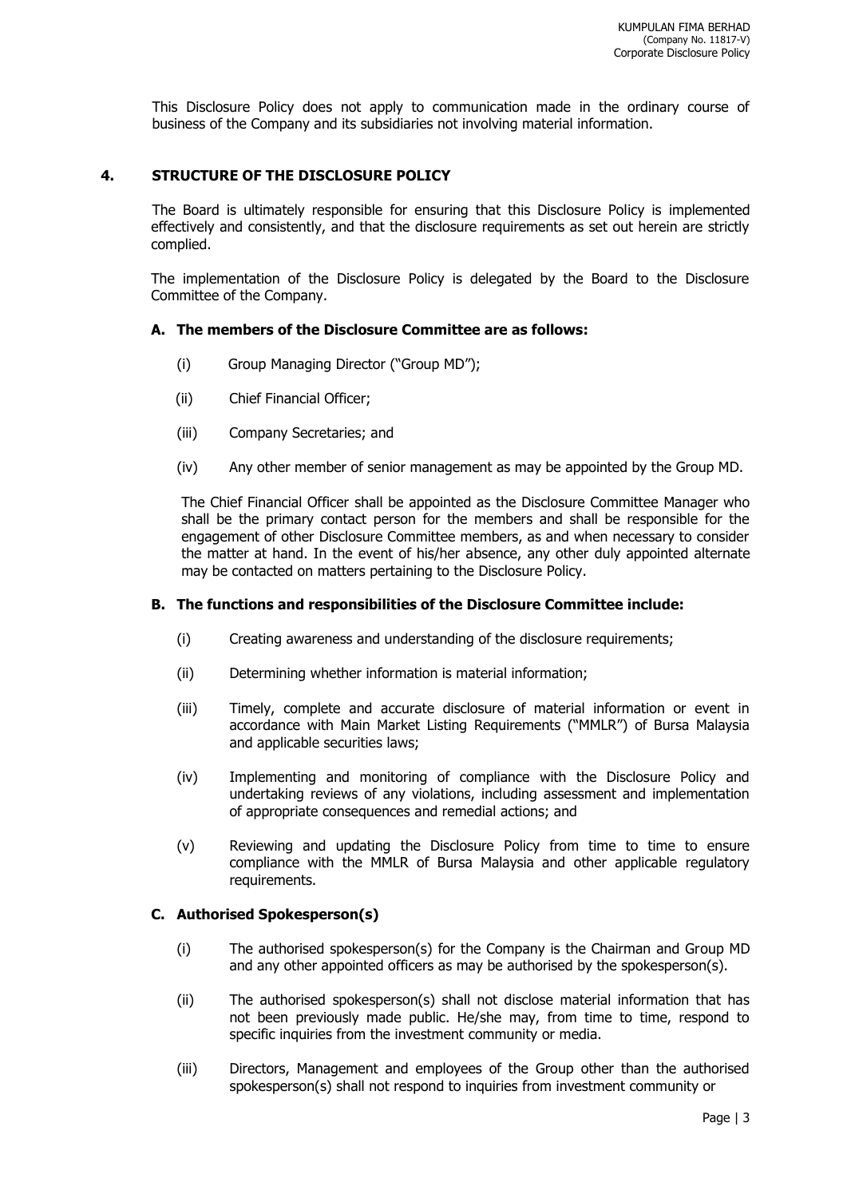This Disclosure Policy does not apply to communication made in the ordinary course of business of the Company and its subsidiaries not involving material information.

## 4. STRUCTURE OF THE DISCLOSURE POLICY

The Board is ultimately responsible for ensuring that this Disclosure Policy is implemented effectively and consistently, and that the disclosure requirements as set out herein are strictly complied.

The implementation of the Disclosure Policy is delegated by the Board to the Disclosure Committee of the Company.

### A. The members of the Disclosure Committee are as follows:

(i) Group Managing Director ("Group MD");

(ii) Chief Financial Officer;

(iii) Company Secretaries; and

(iv) Any other member of senior management as may be appointed by the Group MD.

The Chief Financial Officer shall be appointed as the Disclosure Committee Manager who shall be the primary contact person for the members and shall be responsible for the engagement of other Disclosure Committee members, as and when necessary to consider the matter at hand. In the event of his/her absence, any other duly appointed alternate may be contacted on matters pertaining to the Disclosure Policy.

### B. The functions and responsibilities of the Disclosure Committee include:

(i) Creating awareness and understanding of the disclosure requirements;

(ii) Determining whether information is material information;

(iii) Timely, complete and accurate disclosure of material information or event in accordance with Main Market Listing Requirements ("MMLR") of Bursa Malaysia and applicable securities laws;

(iv) Implementing and monitoring of compliance with the Disclosure Policy and undertaking reviews of any violations, including assessment and implementation of appropriate consequences and remedial actions; and

(v) Reviewing and updating the Disclosure Policy from time to time to ensure compliance with the MMLR of Bursa Malaysia and other applicable regulatory requirements.

### C. Authorised Spokesperson(s)

(i) The authorised spokesperson(s) for the Company is the Chairman and Group MD and any other appointed officers as may be authorised by the spokesperson(s).

(ii) The authorised spokesperson(s) shall not disclose material information that has not been previously made public. He/she may, from time to time, respond to specific inquiries from the investment community or media.

(iii) Directors, Management and employees of the Group other than the authorised spokesperson(s) shall not respond to inquiries from investment community or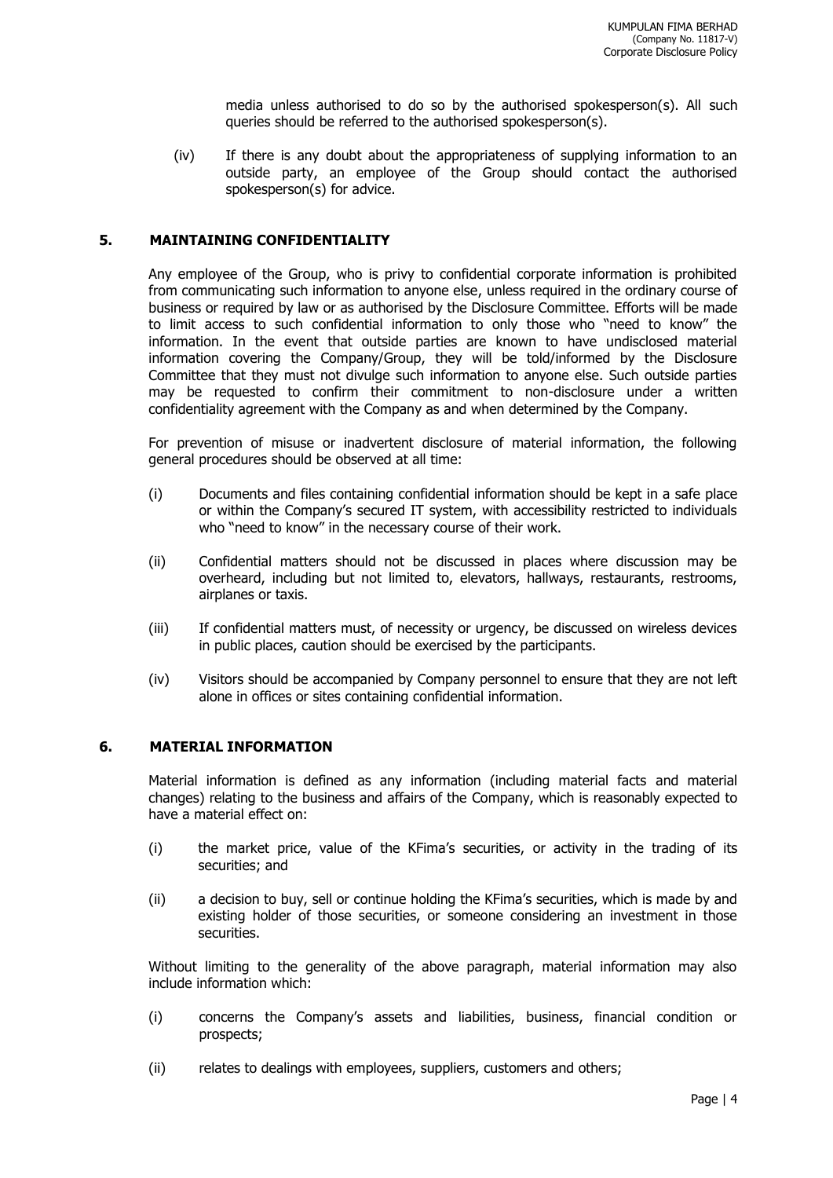media unless authorised to do so by the authorised spokesperson(s). All such queries should be referred to the authorised spokesperson(s).

(iv) If there is any doubt about the appropriateness of supplying information to an outside party, an employee of the Group should contact the authorised spokesperson(s) for advice.

## 5. MAINTAINING CONFIDENTIALITY

Any employee of the Group, who is privy to confidential corporate information is prohibited from communicating such information to anyone else, unless required in the ordinary course of business or required by law or as authorised by the Disclosure Committee. Efforts will be made to limit access to such confidential information to only those who "need to know" the information. In the event that outside parties are known to have undisclosed material information covering the Company/Group, they will be told/informed by the Disclosure Committee that they must not divulge such information to anyone else. Such outside parties may be requested to confirm their commitment to non-disclosure under a written confidentiality agreement with the Company as and when determined by the Company.

For prevention of misuse or inadvertent disclosure of material information, the following general procedures should be observed at all time:

(i) Documents and files containing confidential information should be kept in a safe place or within the Company's secured IT system, with accessibility restricted to individuals who "need to know" in the necessary course of their work.

(ii) Confidential matters should not be discussed in places where discussion may be overheard, including but not limited to, elevators, hallways, restaurants, restrooms, airplanes or taxis.

(iii) If confidential matters must, of necessity or urgency, be discussed on wireless devices in public places, caution should be exercised by the participants.

(iv) Visitors should be accompanied by Company personnel to ensure that they are not left alone in offices or sites containing confidential information.

## 6. MATERIAL INFORMATION

Material information is defined as any information (including material facts and material changes) relating to the business and affairs of the Company, which is reasonably expected to have a material effect on:

(i) the market price, value of the KFima's securities, or activity in the trading of its securities; and

(ii) a decision to buy, sell or continue holding the KFima's securities, which is made by and existing holder of those securities, or someone considering an investment in those securities.

Without limiting to the generality of the above paragraph, material information may also include information which:

(i) concerns the Company's assets and liabilities, business, financial condition or prospects;

(ii) relates to dealings with employees, suppliers, customers and others;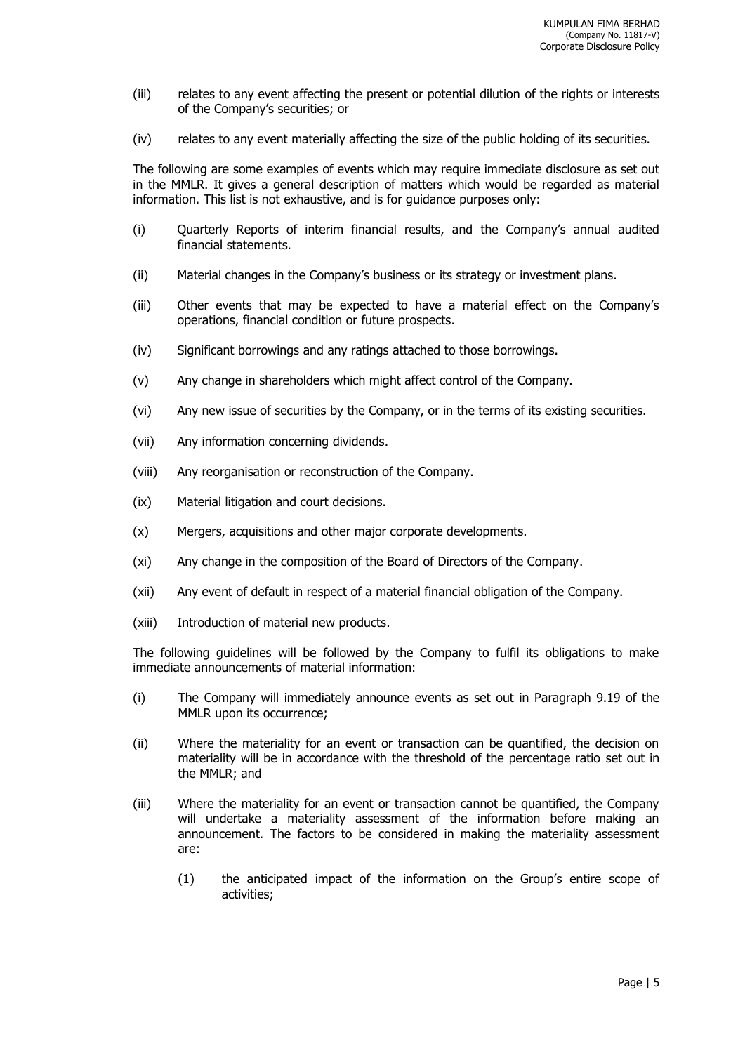(iii) relates to any event affecting the present or potential dilution of the rights or interests of the Company's securities; or

(iv) relates to any event materially affecting the size of the public holding of its securities.

The following are some examples of events which may require immediate disclosure as set out in the MMLR. It gives a general description of matters which would be regarded as material information. This list is not exhaustive, and is for guidance purposes only:

(i) Quarterly Reports of interim financial results, and the Company's annual audited financial statements.

(ii) Material changes in the Company's business or its strategy or investment plans.

(iii) Other events that may be expected to have a material effect on the Company's operations, financial condition or future prospects.

(iv) Significant borrowings and any ratings attached to those borrowings.

(v) Any change in shareholders which might affect control of the Company.

(vi) Any new issue of securities by the Company, or in the terms of its existing securities.

(vii) Any information concerning dividends.

(viii) Any reorganisation or reconstruction of the Company.

(ix) Material litigation and court decisions.

(x) Mergers, acquisitions and other major corporate developments.

(xi) Any change in the composition of the Board of Directors of the Company.

(xii) Any event of default in respect of a material financial obligation of the Company.

(xiii) Introduction of material new products.

The following guidelines will be followed by the Company to fulfil its obligations to make immediate announcements of material information:

(i) The Company will immediately announce events as set out in Paragraph 9.19 of the MMLR upon its occurrence;

(ii) Where the materiality for an event or transaction can be quantified, the decision on materiality will be in accordance with the threshold of the percentage ratio set out in the MMLR; and

(iii) Where the materiality for an event or transaction cannot be quantified, the Company will undertake a materiality assessment of the information before making an announcement. The factors to be considered in making the materiality assessment are:

    (1) the anticipated impact of the information on the Group's entire scope of activities;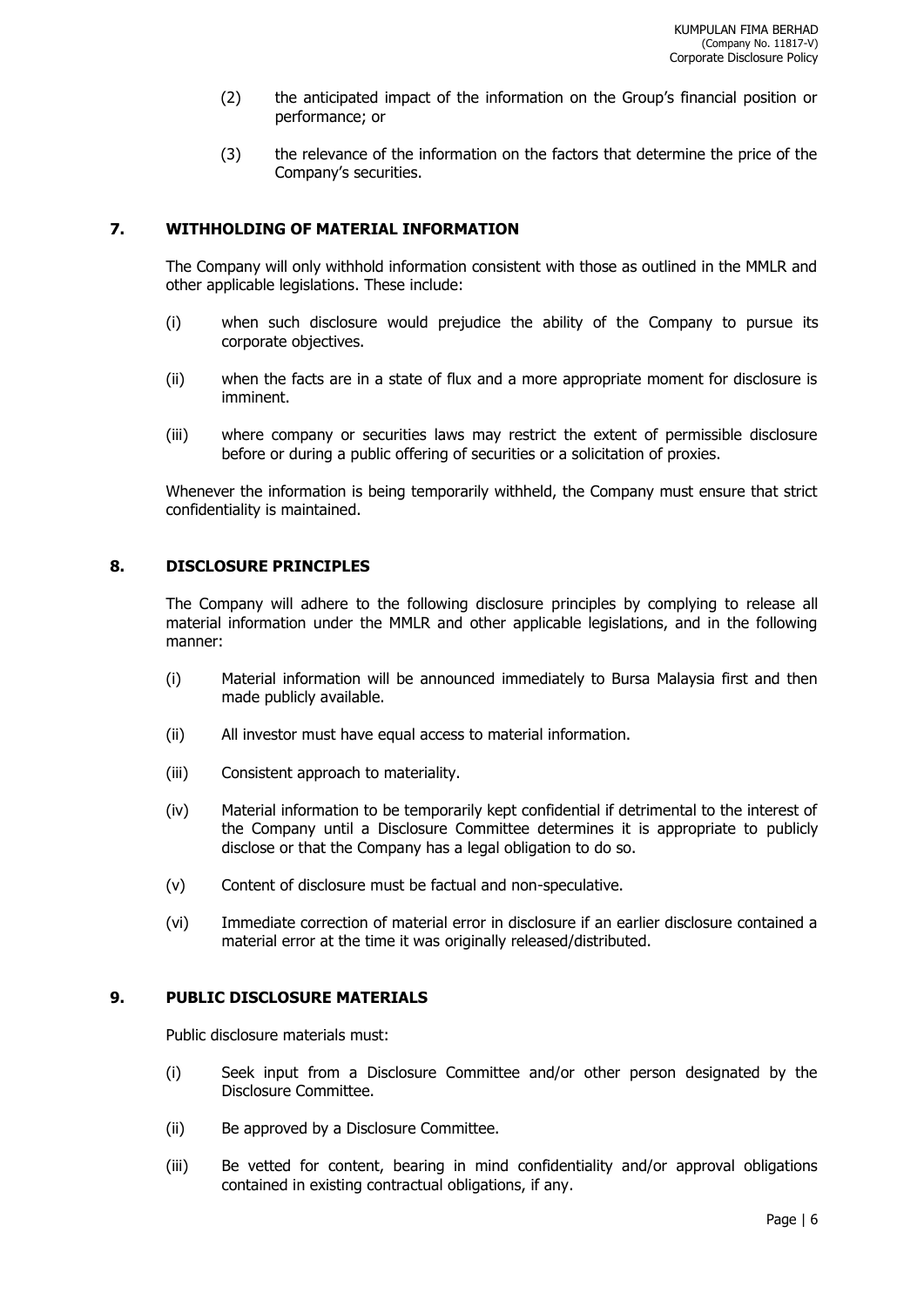(2) the anticipated impact of the information on the Group's financial position or performance; or

(3) the relevance of the information on the factors that determine the price of the Company's securities.

## 7. WITHHOLDING OF MATERIAL INFORMATION

The Company will only withhold information consistent with those as outlined in the MMLR and other applicable legislations. These include:

(i) when such disclosure would prejudice the ability of the Company to pursue its corporate objectives.

(ii) when the facts are in a state of flux and a more appropriate moment for disclosure is imminent.

(iii) where company or securities laws may restrict the extent of permissible disclosure before or during a public offering of securities or a solicitation of proxies.

Whenever the information is being temporarily withheld, the Company must ensure that strict confidentiality is maintained.

## 8. DISCLOSURE PRINCIPLES

The Company will adhere to the following disclosure principles by complying to release all material information under the MMLR and other applicable legislations, and in the following manner:

(i) Material information will be announced immediately to Bursa Malaysia first and then made publicly available.

(ii) All investor must have equal access to material information.

(iii) Consistent approach to materiality.

(iv) Material information to be temporarily kept confidential if detrimental to the interest of the Company until a Disclosure Committee determines it is appropriate to publicly disclose or that the Company has a legal obligation to do so.

(v) Content of disclosure must be factual and non-speculative.

(vi) Immediate correction of material error in disclosure if an earlier disclosure contained a material error at the time it was originally released/distributed.

## 9. PUBLIC DISCLOSURE MATERIALS

Public disclosure materials must:

(i) Seek input from a Disclosure Committee and/or other person designated by the Disclosure Committee.

(ii) Be approved by a Disclosure Committee.

(iii) Be vetted for content, bearing in mind confidentiality and/or approval obligations contained in existing contractual obligations, if any.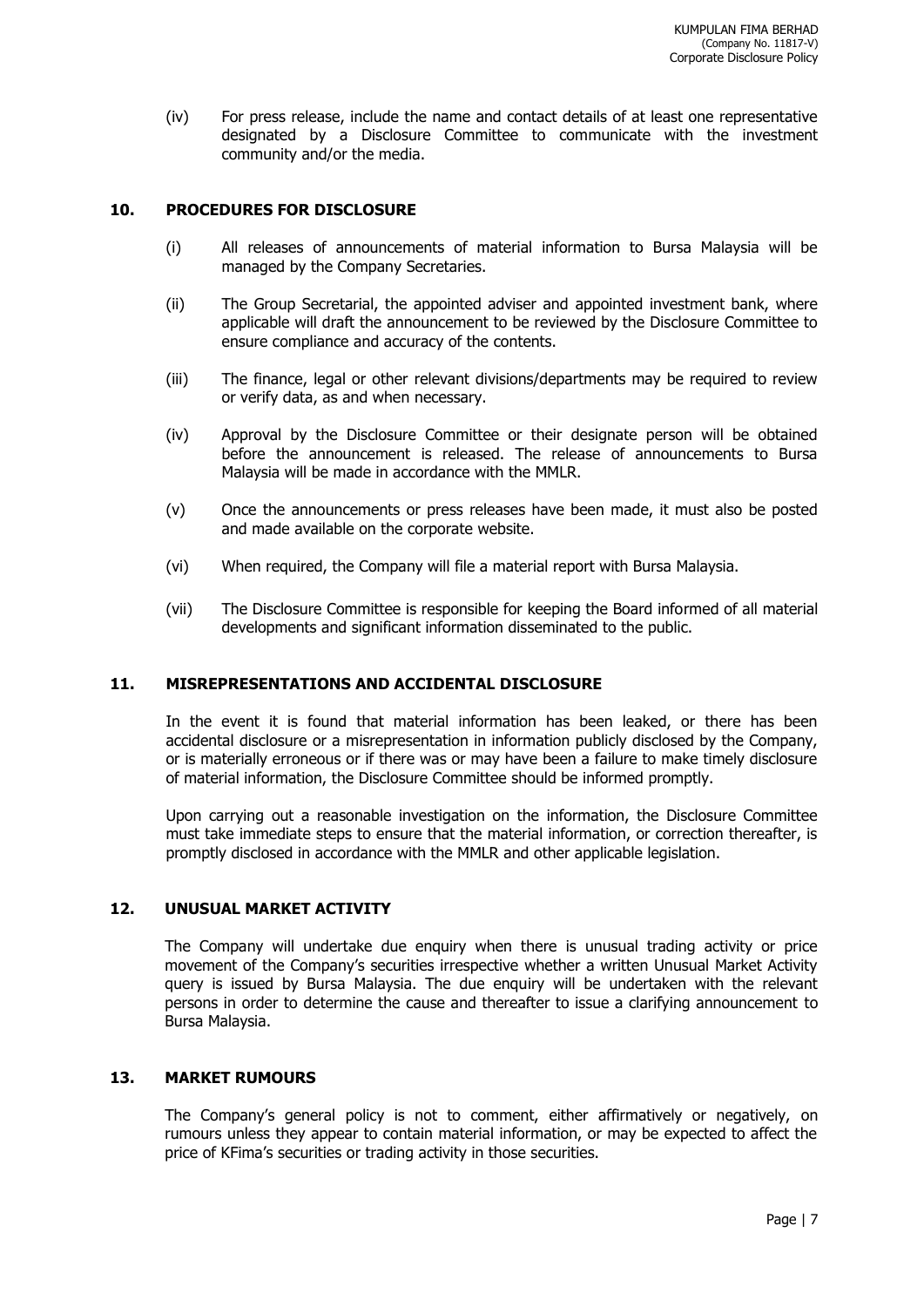(iv) For press release, include the name and contact details of at least one representative designated by a Disclosure Committee to communicate with the investment community and/or the media.

## 10. PROCEDURES FOR DISCLOSURE

(i) All releases of announcements of material information to Bursa Malaysia will be managed by the Company Secretaries.

(ii) The Group Secretarial, the appointed adviser and appointed investment bank, where applicable will draft the announcement to be reviewed by the Disclosure Committee to ensure compliance and accuracy of the contents.

(iii) The finance, legal or other relevant divisions/departments may be required to review or verify data, as and when necessary.

(iv) Approval by the Disclosure Committee or their designate person will be obtained before the announcement is released. The release of announcements to Bursa Malaysia will be made in accordance with the MMLR.

(v) Once the announcements or press releases have been made, it must also be posted and made available on the corporate website.

(vi) When required, the Company will file a material report with Bursa Malaysia.

(vii) The Disclosure Committee is responsible for keeping the Board informed of all material developments and significant information disseminated to the public.

## 11. MISREPRESENTATIONS AND ACCIDENTAL DISCLOSURE

In the event it is found that material information has been leaked, or there has been accidental disclosure or a misrepresentation in information publicly disclosed by the Company, or is materially erroneous or if there was or may have been a failure to make timely disclosure of material information, the Disclosure Committee should be informed promptly.

Upon carrying out a reasonable investigation on the information, the Disclosure Committee must take immediate steps to ensure that the material information, or correction thereafter, is promptly disclosed in accordance with the MMLR and other applicable legislation.

## 12. UNUSUAL MARKET ACTIVITY

The Company will undertake due enquiry when there is unusual trading activity or price movement of the Company's securities irrespective whether a written Unusual Market Activity query is issued by Bursa Malaysia. The due enquiry will be undertaken with the relevant persons in order to determine the cause and thereafter to issue a clarifying announcement to Bursa Malaysia.

## 13. MARKET RUMOURS

The Company's general policy is not to comment, either affirmatively or negatively, on rumours unless they appear to contain material information, or may be expected to affect the price of KFima's securities or trading activity in those securities.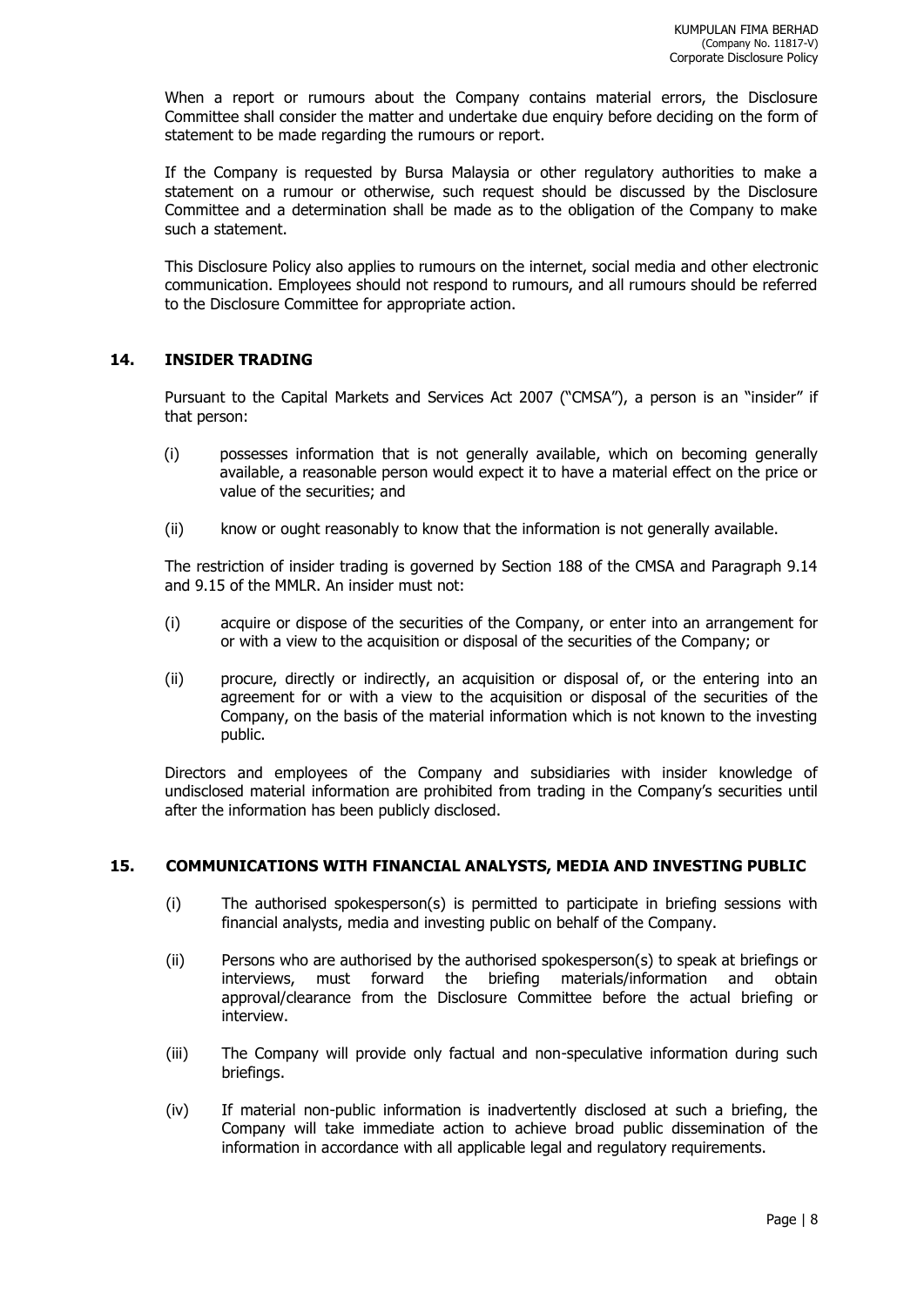When a report or rumours about the Company contains material errors, the Disclosure Committee shall consider the matter and undertake due enquiry before deciding on the form of statement to be made regarding the rumours or report.

If the Company is requested by Bursa Malaysia or other regulatory authorities to make a statement on a rumour or otherwise, such request should be discussed by the Disclosure Committee and a determination shall be made as to the obligation of the Company to make such a statement.

This Disclosure Policy also applies to rumours on the internet, social media and other electronic communication. Employees should not respond to rumours, and all rumours should be referred to the Disclosure Committee for appropriate action.

## 14. INSIDER TRADING

Pursuant to the Capital Markets and Services Act 2007 ("CMSA"), a person is an "insider" if that person:

(i) possesses information that is not generally available, which on becoming generally available, a reasonable person would expect it to have a material effect on the price or value of the securities; and

(ii) know or ought reasonably to know that the information is not generally available.

The restriction of insider trading is governed by Section 188 of the CMSA and Paragraph 9.14 and 9.15 of the MMLR. An insider must not:

(i) acquire or dispose of the securities of the Company, or enter into an arrangement for or with a view to the acquisition or disposal of the securities of the Company; or

(ii) procure, directly or indirectly, an acquisition or disposal of, or the entering into an agreement for or with a view to the acquisition or disposal of the securities of the Company, on the basis of the material information which is not known to the investing public.

Directors and employees of the Company and subsidiaries with insider knowledge of undisclosed material information are prohibited from trading in the Company's securities until after the information has been publicly disclosed.

## 15. COMMUNICATIONS WITH FINANCIAL ANALYSTS, MEDIA AND INVESTING PUBLIC

(i) The authorised spokesperson(s) is permitted to participate in briefing sessions with financial analysts, media and investing public on behalf of the Company.

(ii) Persons who are authorised by the authorised spokesperson(s) to speak at briefings or interviews, must forward the briefing materials/information and obtain approval/clearance from the Disclosure Committee before the actual briefing or interview.

(iii) The Company will provide only factual and non-speculative information during such briefings.

(iv) If material non-public information is inadvertently disclosed at such a briefing, the Company will take immediate action to achieve broad public dissemination of the information in accordance with all applicable legal and regulatory requirements.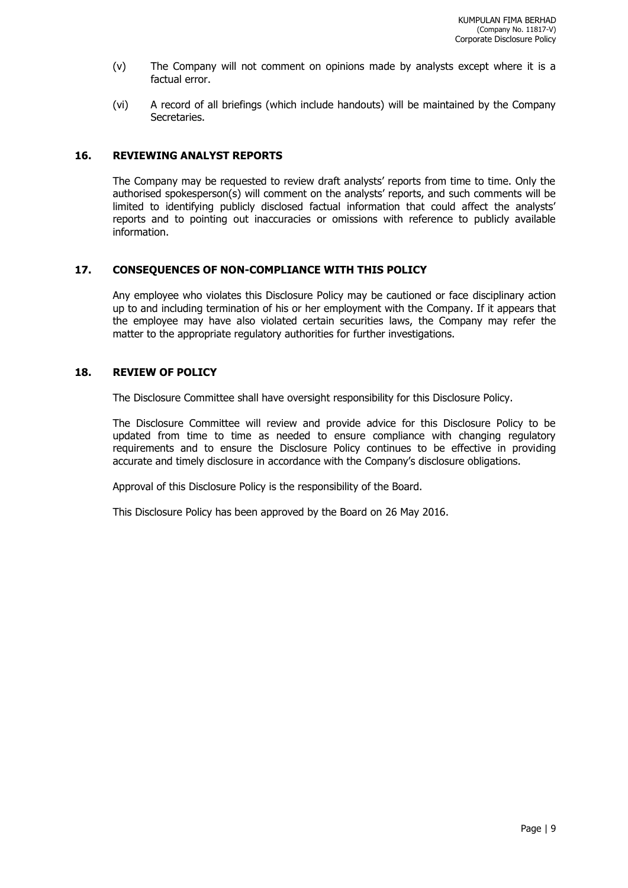(v) The Company will not comment on opinions made by analysts except where it is a factual error.

(vi) A record of all briefings (which include handouts) will be maintained by the Company Secretaries.

## 16. REVIEWING ANALYST REPORTS

The Company may be requested to review draft analysts' reports from time to time. Only the authorised spokesperson(s) will comment on the analysts' reports, and such comments will be limited to identifying publicly disclosed factual information that could affect the analysts' reports and to pointing out inaccuracies or omissions with reference to publicly available information.

## 17. CONSEQUENCES OF NON-COMPLIANCE WITH THIS POLICY

Any employee who violates this Disclosure Policy may be cautioned or face disciplinary action up to and including termination of his or her employment with the Company. If it appears that the employee may have also violated certain securities laws, the Company may refer the matter to the appropriate regulatory authorities for further investigations.

## 18. REVIEW OF POLICY

The Disclosure Committee shall have oversight responsibility for this Disclosure Policy.

The Disclosure Committee will review and provide advice for this Disclosure Policy to be updated from time to time as needed to ensure compliance with changing regulatory requirements and to ensure the Disclosure Policy continues to be effective in providing accurate and timely disclosure in accordance with the Company's disclosure obligations.

Approval of this Disclosure Policy is the responsibility of the Board.

This Disclosure Policy has been approved by the Board on 26 May 2016.